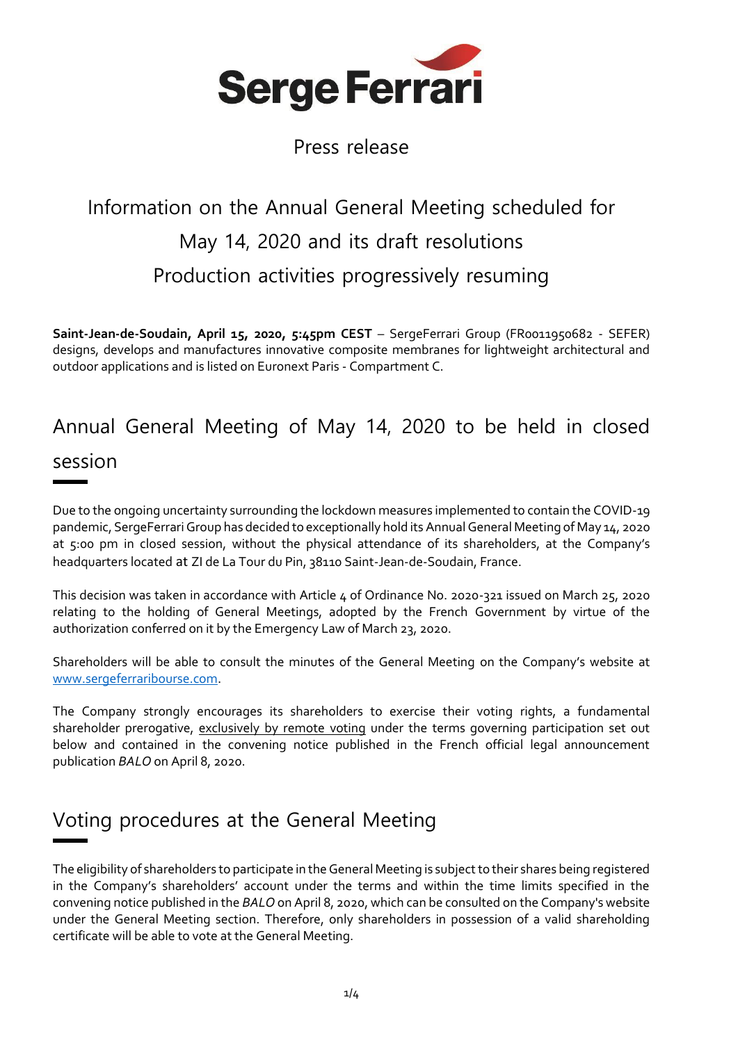Serge Ferrari

Press release

# Information on the Annual General Meeting scheduled for May 14, 2020 and its draft resolutions
# Production activities progressively resuming

**Saint-Jean-de-Soudain, April 15, 2020, 5:45pm CEST** – SergeFerrari Group (FR0011950682 - SEFER) designs, develops and manufactures innovative composite membranes for lightweight architectural and outdoor applications and is listed on Euronext Paris - Compartment C.

## Annual General Meeting of May 14, 2020 to be held in closed session

Due to the ongoing uncertainty surrounding the lockdown measures implemented to contain the COVID-19 pandemic, SergeFerrari Group has decided to exceptionally hold its Annual General Meeting of May 14, 2020 at 5:00 pm in closed session, without the physical attendance of its shareholders, at the Company's headquarters located at ZI de La Tour du Pin, 38110 Saint-Jean-de-Soudain, France.

This decision was taken in accordance with Article 4 of Ordinance No. 2020-321 issued on March 25, 2020 relating to the holding of General Meetings, adopted by the French Government by virtue of the authorization conferred on it by the Emergency Law of March 23, 2020.

Shareholders will be able to consult the minutes of the General Meeting on the Company's website at www.sergeferraribourse.com.

The Company strongly encourages its shareholders to exercise their voting rights, a fundamental shareholder prerogative, exclusively by remote voting under the terms governing participation set out below and contained in the convening notice published in the French official legal announcement publication *BALO* on April 8, 2020.

## Voting procedures at the General Meeting

The eligibility of shareholders to participate in the General Meeting is subject to their shares being registered in the Company's shareholders' account under the terms and within the time limits specified in the convening notice published in the *BALO* on April 8, 2020, which can be consulted on the Company's website under the General Meeting section. Therefore, only shareholders in possession of a valid shareholding certificate will be able to vote at the General Meeting.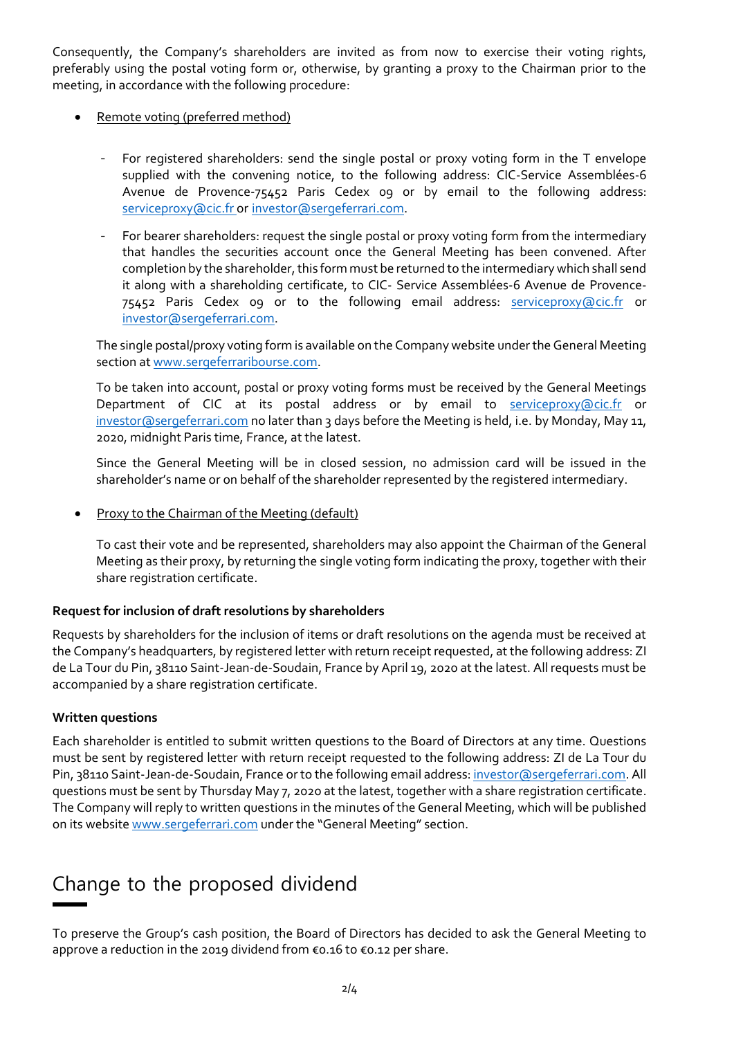Consequently, the Company's shareholders are invited as from now to exercise their voting rights, preferably using the postal voting form or, otherwise, by granting a proxy to the Chairman prior to the meeting, in accordance with the following procedure:

- Remote voting (preferred method)

  - For registered shareholders: send the single postal or proxy voting form in the T envelope supplied with the convening notice, to the following address: CIC-Service Assemblées-6 Avenue de Provence-75452 Paris Cedex 09 or by email to the following address: serviceproxy@cic.fr or investor@sergeferrari.com.

  - For bearer shareholders: request the single postal or proxy voting form from the intermediary that handles the securities account once the General Meeting has been convened. After completion by the shareholder, this form must be returned to the intermediary which shall send it along with a shareholding certificate, to CIC- Service Assemblées-6 Avenue de Provence-75452 Paris Cedex 09 or to the following email address: serviceproxy@cic.fr or investor@sergeferrari.com.

  The single postal/proxy voting form is available on the Company website under the General Meeting section at www.sergeferraribourse.com.

  To be taken into account, postal or proxy voting forms must be received by the General Meetings Department of CIC at its postal address or by email to serviceproxy@cic.fr or investor@sergeferrari.com no later than 3 days before the Meeting is held, i.e. by Monday, May 11, 2020, midnight Paris time, France, at the latest.

  Since the General Meeting will be in closed session, no admission card will be issued in the shareholder's name or on behalf of the shareholder represented by the registered intermediary.

- Proxy to the Chairman of the Meeting (default)

  To cast their vote and be represented, shareholders may also appoint the Chairman of the General Meeting as their proxy, by returning the single voting form indicating the proxy, together with their share registration certificate.

**Request for inclusion of draft resolutions by shareholders**

Requests by shareholders for the inclusion of items or draft resolutions on the agenda must be received at the Company's headquarters, by registered letter with return receipt requested, at the following address: ZI de La Tour du Pin, 38110 Saint-Jean-de-Soudain, France by April 19, 2020 at the latest. All requests must be accompanied by a share registration certificate.

**Written questions**

Each shareholder is entitled to submit written questions to the Board of Directors at any time. Questions must be sent by registered letter with return receipt requested to the following address: ZI de La Tour du Pin, 38110 Saint-Jean-de-Soudain, France or to the following email address: investor@sergeferrari.com. All questions must be sent by Thursday May 7, 2020 at the latest, together with a share registration certificate. The Company will reply to written questions in the minutes of the General Meeting, which will be published on its website www.sergeferrari.com under the "General Meeting" section.

# Change to the proposed dividend

To preserve the Group's cash position, the Board of Directors has decided to ask the General Meeting to approve a reduction in the 2019 dividend from €0.16 to €0.12 per share.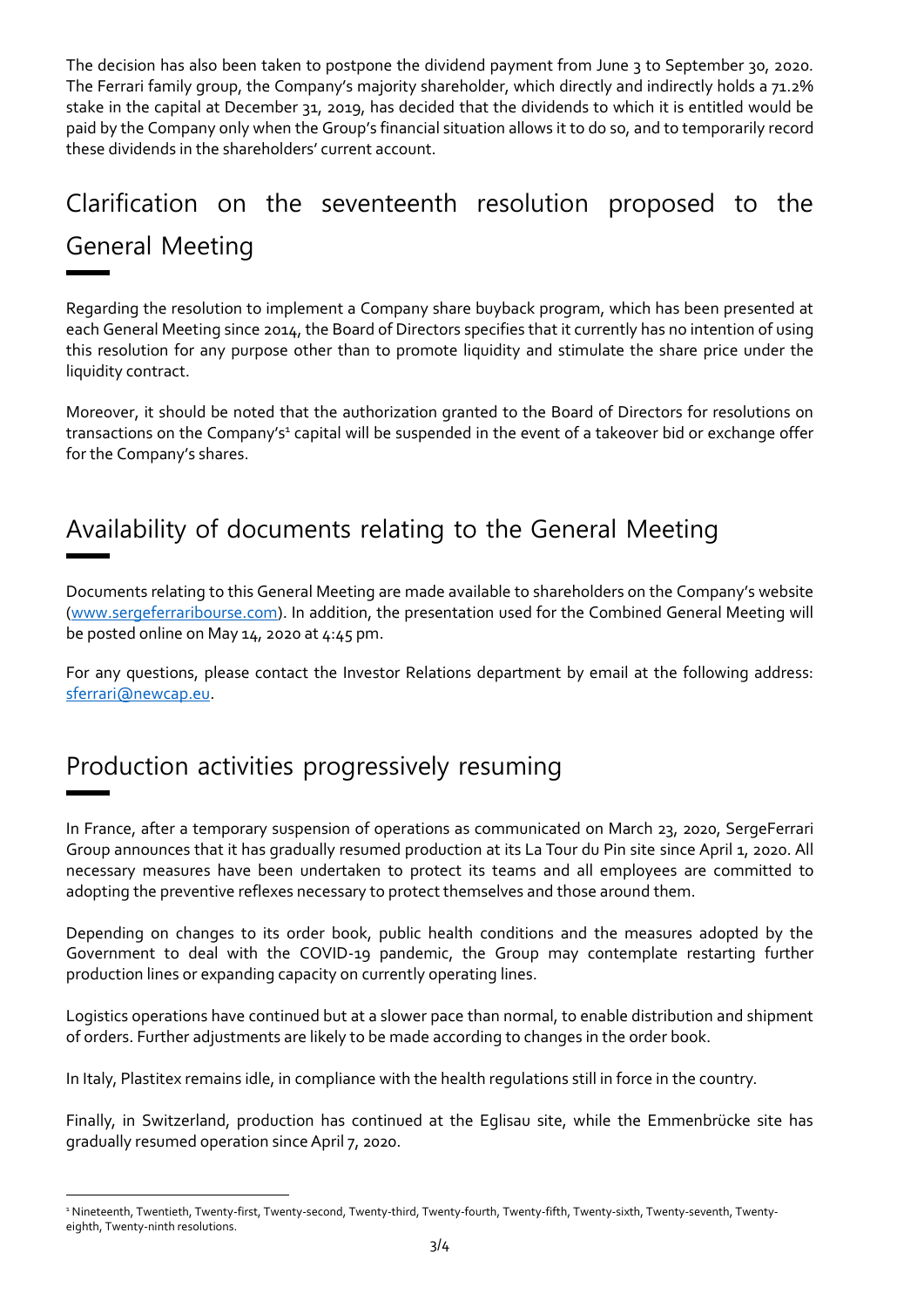The decision has also been taken to postpone the dividend payment from June 3 to September 30, 2020. The Ferrari family group, the Company's majority shareholder, which directly and indirectly holds a 71.2% stake in the capital at December 31, 2019, has decided that the dividends to which it is entitled would be paid by the Company only when the Group's financial situation allows it to do so, and to temporarily record these dividends in the shareholders' current account.

## Clarification on the seventeenth resolution proposed to the General Meeting

Regarding the resolution to implement a Company share buyback program, which has been presented at each General Meeting since 2014, the Board of Directors specifies that it currently has no intention of using this resolution for any purpose other than to promote liquidity and stimulate the share price under the liquidity contract.

Moreover, it should be noted that the authorization granted to the Board of Directors for resolutions on transactions on the Company's[1] capital will be suspended in the event of a takeover bid or exchange offer for the Company's shares.

## Availability of documents relating to the General Meeting

Documents relating to this General Meeting are made available to shareholders on the Company's website (www.sergeferraribourse.com). In addition, the presentation used for the Combined General Meeting will be posted online on May 14, 2020 at 4:45 pm.

For any questions, please contact the Investor Relations department by email at the following address: sferrari@newcap.eu.

## Production activities progressively resuming

In France, after a temporary suspension of operations as communicated on March 23, 2020, SergeFerrari Group announces that it has gradually resumed production at its La Tour du Pin site since April 1, 2020. All necessary measures have been undertaken to protect its teams and all employees are committed to adopting the preventive reflexes necessary to protect themselves and those around them.

Depending on changes to its order book, public health conditions and the measures adopted by the Government to deal with the COVID-19 pandemic, the Group may contemplate restarting further production lines or expanding capacity on currently operating lines.

Logistics operations have continued but at a slower pace than normal, to enable distribution and shipment of orders. Further adjustments are likely to be made according to changes in the order book.

In Italy, Plastitex remains idle, in compliance with the health regulations still in force in the country.

Finally, in Switzerland, production has continued at the Eglisau site, while the Emmenbrücke site has gradually resumed operation since April 7, 2020.

[1] Nineteenth, Twentieth, Twenty-first, Twenty-second, Twenty-third, Twenty-fourth, Twenty-fifth, Twenty-sixth, Twenty-seventh, Twenty-eighth, Twenty-ninth resolutions.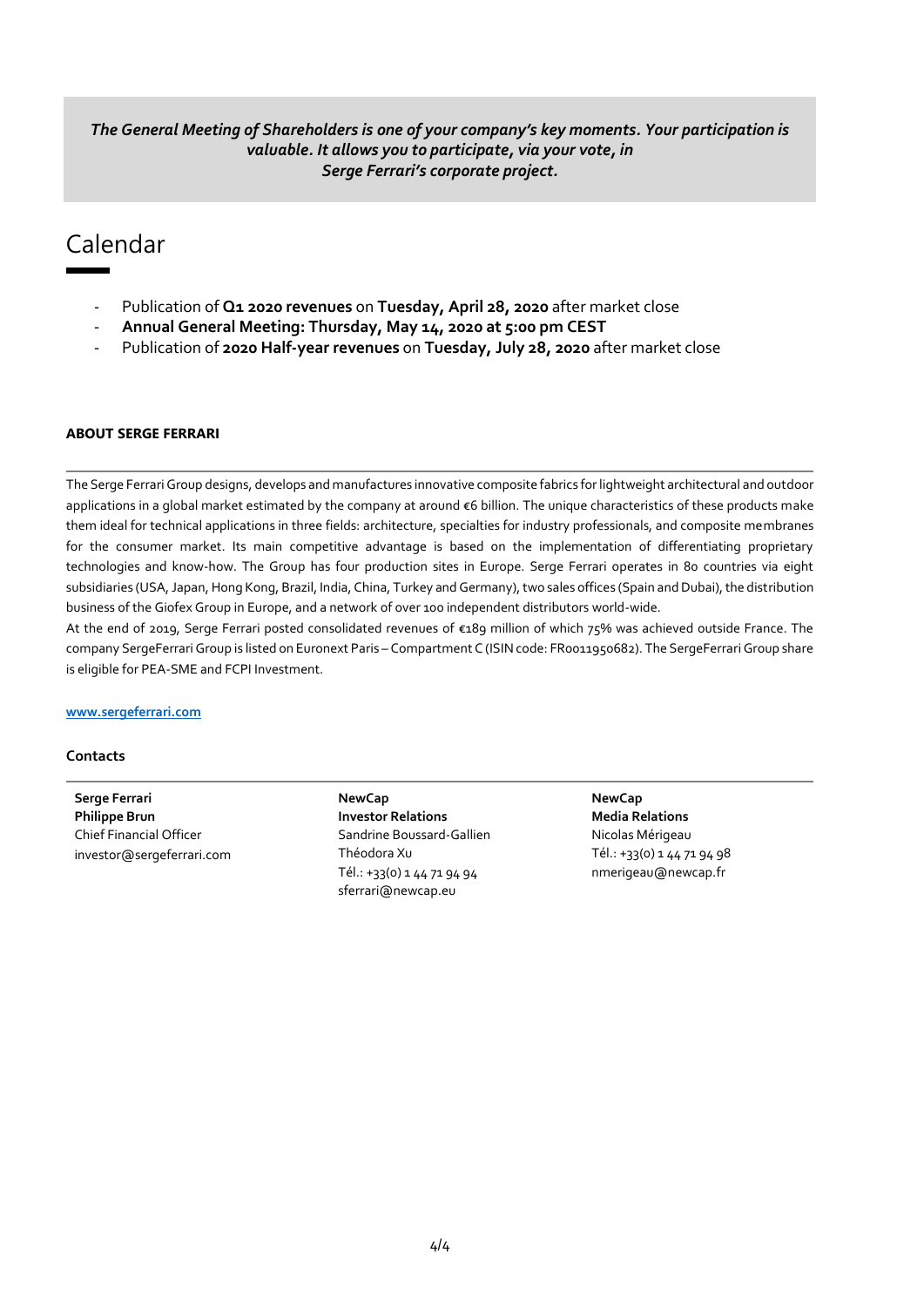***The General Meeting of Shareholders is one of your company's key moments. Your participation is valuable. It allows you to participate, via your vote, in Serge Ferrari's corporate project.***

# Calendar

- Publication of **Q1 2020 revenues** on **Tuesday, April 28, 2020** after market close
- **Annual General Meeting: Thursday, May 14, 2020 at 5:00 pm CEST**
- Publication of **2020 Half-year revenues** on **Tuesday, July 28, 2020** after market close

#### ABOUT SERGE FERRARI

The Serge Ferrari Group designs, develops and manufactures innovative composite fabrics for lightweight architectural and outdoor applications in a global market estimated by the company at around €6 billion. The unique characteristics of these products make them ideal for technical applications in three fields: architecture, specialties for industry professionals, and composite membranes for the consumer market. Its main competitive advantage is based on the implementation of differentiating proprietary technologies and know-how. The Group has four production sites in Europe. Serge Ferrari operates in 80 countries via eight subsidiaries (USA, Japan, Hong Kong, Brazil, India, China, Turkey and Germany), two sales offices (Spain and Dubai), the distribution business of the Giofex Group in Europe, and a network of over 100 independent distributors world-wide.

At the end of 2019, Serge Ferrari posted consolidated revenues of €189 million of which 75% was achieved outside France. The company SergeFerrari Group is listed on Euronext Paris – Compartment C (ISIN code: FR0011950682). The SergeFerrari Group share is eligible for PEA-SME and FCPI Investment.

[www.sergeferrari.com](http://www.sergeferrari.com)

#### Contacts

**Serge Ferrari**
**Philippe Brun**
Chief Financial Officer
investor@sergeferrari.com

**NewCap**
**Investor Relations**
Sandrine Boussard-Gallien
Théodora Xu
Tél.: +33(0) 1 44 71 94 94
sferrari@newcap.eu

**NewCap**
**Media Relations**
Nicolas Mérigeau
Tél.: +33(0) 1 44 71 94 98
nmerigeau@newcap.fr